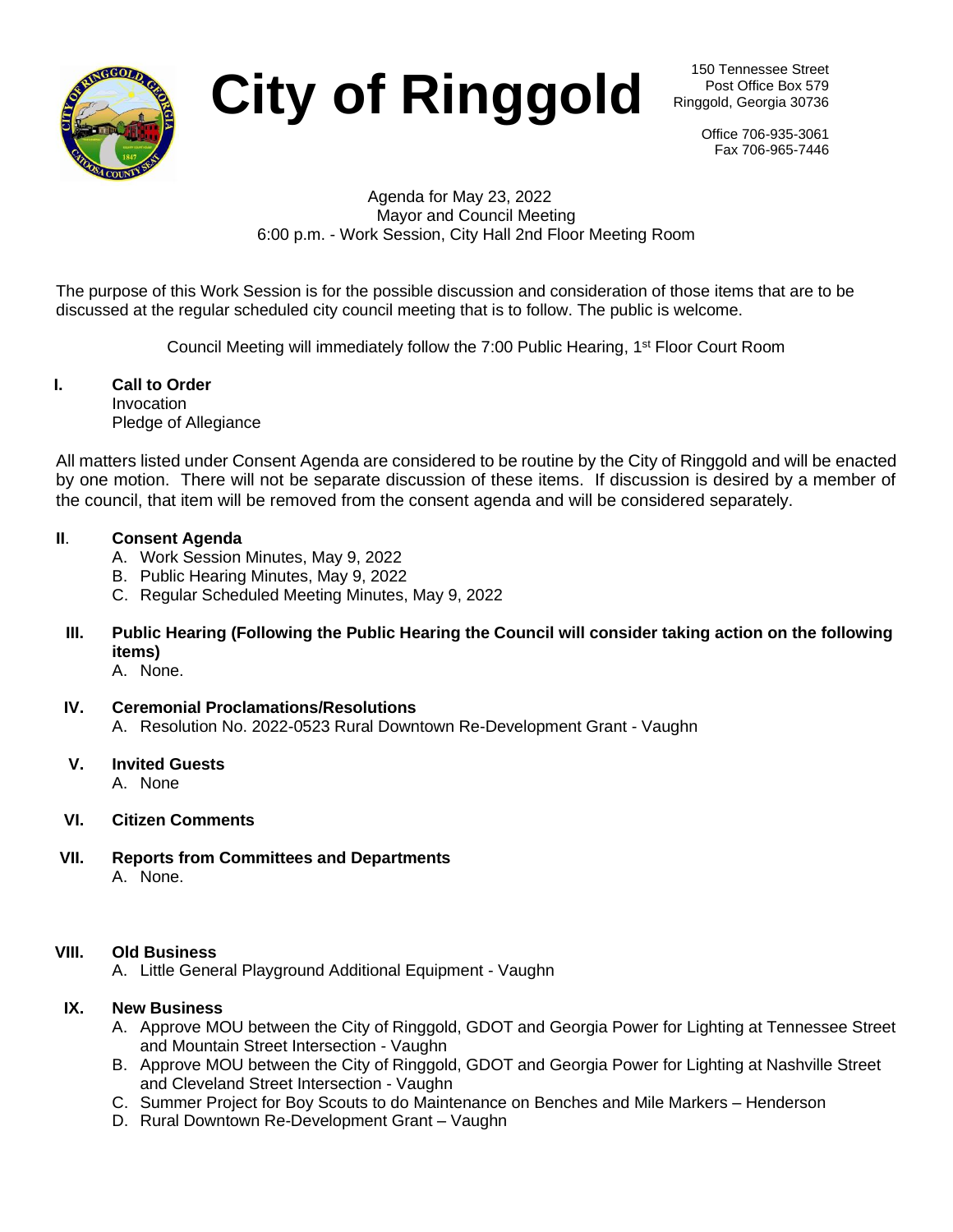# City of Ringgold

150 Tennessee Street
Post Office Box 579
Ringgold, Georgia 30736

Office 706-935-3061
Fax 706-965-7446

Agenda for May 23, 2022
Mayor and Council Meeting
6:00 p.m. - Work Session, City Hall 2nd Floor Meeting Room

The purpose of this Work Session is for the possible discussion and consideration of those items that are to be discussed at the regular scheduled city council meeting that is to follow. The public is welcome.

Council Meeting will immediately follow the 7:00 Public Hearing, 1st Floor Court Room

**I. Call to Order**
Invocation
Pledge of Allegiance

All matters listed under Consent Agenda are considered to be routine by the City of Ringgold and will be enacted by one motion. There will not be separate discussion of these items. If discussion is desired by a member of the council, that item will be removed from the consent agenda and will be considered separately.

**II. Consent Agenda**

A. Work Session Minutes, May 9, 2022
B. Public Hearing Minutes, May 9, 2022
C. Regular Scheduled Meeting Minutes, May 9, 2022

**III. Public Hearing (Following the Public Hearing the Council will consider taking action on the following items)**

A. None.

**IV. Ceremonial Proclamations/Resolutions**

A. Resolution No. 2022-0523 Rural Downtown Re-Development Grant - Vaughn

**V. Invited Guests**

A. None

**VI. Citizen Comments**

**VII. Reports from Committees and Departments**

A. None.

**VIII. Old Business**

A. Little General Playground Additional Equipment - Vaughn

**IX. New Business**

A. Approve MOU between the City of Ringgold, GDOT and Georgia Power for Lighting at Tennessee Street and Mountain Street Intersection - Vaughn
B. Approve MOU between the City of Ringgold, GDOT and Georgia Power for Lighting at Nashville Street and Cleveland Street Intersection - Vaughn
C. Summer Project for Boy Scouts to do Maintenance on Benches and Mile Markers – Henderson
D. Rural Downtown Re-Development Grant – Vaughn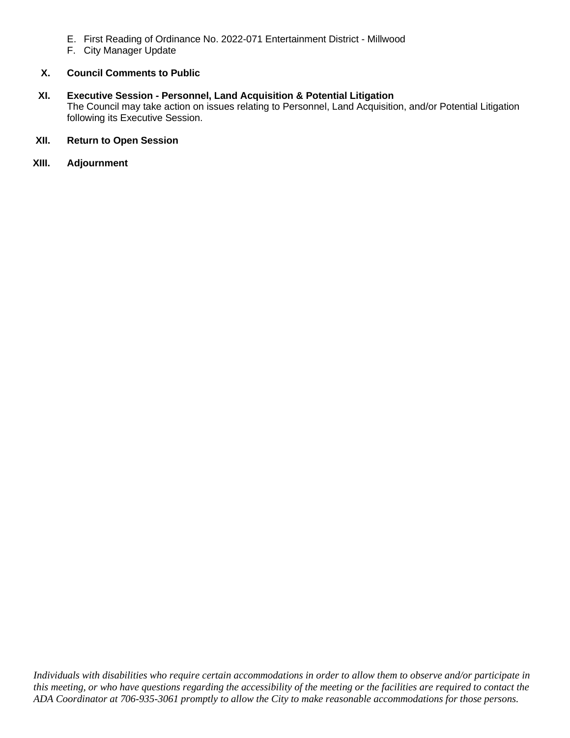E. First Reading of Ordinance No. 2022-071 Entertainment District - Millwood
F. City Manager Update

**X. Council Comments to Public**

**XI. Executive Session - Personnel, Land Acquisition & Potential Litigation**
The Council may take action on issues relating to Personnel, Land Acquisition, and/or Potential Litigation following its Executive Session.

**XII. Return to Open Session**

**XIII. Adjournment**

*Individuals with disabilities who require certain accommodations in order to allow them to observe and/or participate in this meeting, or who have questions regarding the accessibility of the meeting or the facilities are required to contact the ADA Coordinator at 706-935-3061 promptly to allow the City to make reasonable accommodations for those persons.*